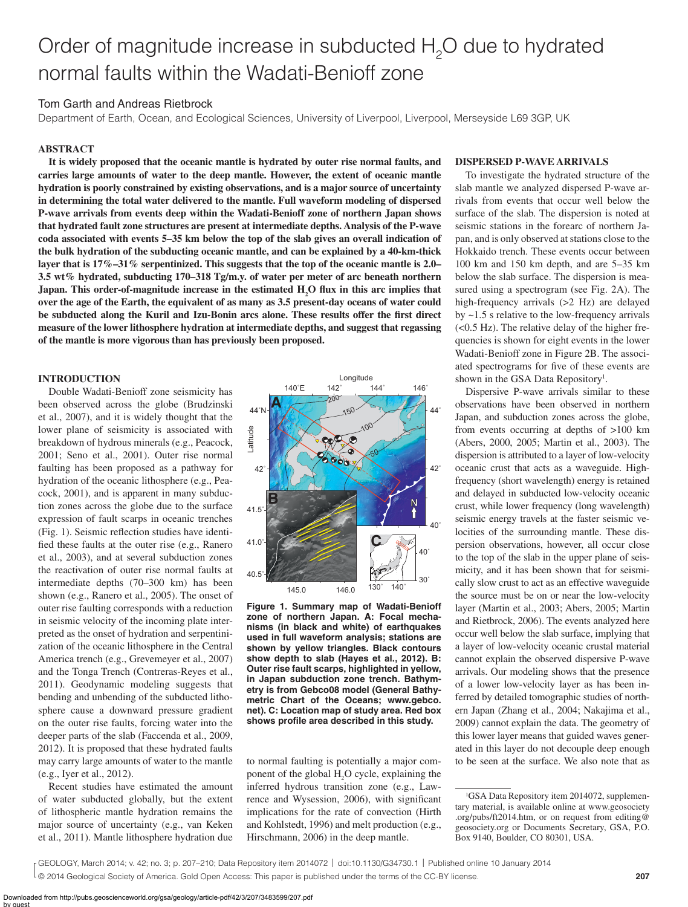# Order of magnitude increase in subducted $H_2O$ due to hydrated normal faults within the Wadati-Benioff zone

Tom Garth and Andreas Rietbrock

Department of Earth, Ocean, and Ecological Sciences, University of Liverpool, Liverpool, Merseyside L69 3GP, UK

## ABSTRACT

**It is widely proposed that the oceanic mantle is hydrated by outer rise normal faults, and carries large amounts of water to the deep mantle. However, the extent of oceanic mantle hydration is poorly constrained by existing observations, and is a major source of uncertainty in determining the total water delivered to the mantle. Full waveform modeling of dispersed P-wave arrivals from events deep within the Wadati-Benioff zone of northern Japan shows that hydrated fault zone structures are present at intermediate depths. Analysis of the P-wave coda associated with events 5–35 km below the top of the slab gives an overall indication of the bulk hydration of the subducting oceanic mantle, and can be explained by a 40-km-thick layer that is 17%–31% serpentinized. This suggests that the top of the oceanic mantle is 2.0–3.5 wt% hydrated, subducting 170–318 Tg/m.y. of water per meter of arc beneath northern Japan. This order-of-magnitude increase in the estimated $H_2O$ flux in this arc implies that over the age of the Earth, the equivalent of as many as 3.5 present-day oceans of water could be subducted along the Kuril and Izu-Bonin arcs alone. These results offer the first direct measure of the lower lithosphere hydration at intermediate depths, and suggest that regassing of the mantle is more vigorous than has previously been proposed.**

## INTRODUCTION

Double Wadati-Benioff zone seismicity has been observed across the globe (Brudzinski et al., 2007), and it is widely thought that the lower plane of seismicity is associated with breakdown of hydrous minerals (e.g., Peacock, 2001; Seno et al., 2001). Outer rise normal faulting has been proposed as a pathway for hydration of the oceanic lithosphere (e.g., Peacock, 2001), and is apparent in many subduction zones across the globe due to the surface expression of fault scarps in oceanic trenches (Fig. 1). Seismic reflection studies have identified these faults at the outer rise (e.g., Ranero et al., 2003), and at several subduction zones the reactivation of outer rise normal faults at intermediate depths (70–300 km) has been shown (e.g., Ranero et al., 2005). The onset of outer rise faulting corresponds with a reduction in seismic velocity of the incoming plate interpreted as the onset of hydration and serpentinization of the oceanic lithosphere in the Central America trench (e.g., Grevemeyer et al., 2007) and the Tonga Trench (Contreras-Reyes et al., 2011). Geodynamic modeling suggests that bending and unbending of the subducted lithosphere cause a downward pressure gradient on the outer rise faults, forcing water into the deeper parts of the slab (Faccenda et al., 2009, 2012). It is proposed that these hydrated faults may carry large amounts of water to the mantle (e.g., Iyer et al., 2012).

Recent studies have estimated the amount of water subducted globally, but the extent of lithospheric mantle hydration remains the major source of uncertainty (e.g., van Keken et al., 2011). Mantle lithosphere hydration due to normal faulting is potentially a major component of the global $H_2O$ cycle, explaining the inferred hydrous transition zone (e.g., Lawrence and Wysession, 2006), with significant implications for the rate of convection (Hirth and Kohlstedt, 1996) and melt production (e.g., Hirschmann, 2006) in the deep mantle.

Figure 1. Summary map of Wadati-Benioff zone of northern Japan. A: Focal mechanisms (in black and white) of earthquakes used in full waveform analysis; stations are shown by yellow triangles. Black contours show depth to slab (Hayes et al., 2012). B: Outer rise fault scarps, highlighted in yellow, in Japan subduction zone trench. Bathymetry is from Gebco08 model (General Bathymetric Chart of the Oceans; www.gebco.net). C: Location map of study area. Red box shows profile area described in this study.

## DISPERSED P-WAVE ARRIVALS

To investigate the hydrated structure of the slab mantle we analyzed dispersed P-wave arrivals from events that occur well below the surface of the slab. The dispersion is noted at seismic stations in the forearc of northern Japan, and is only observed at stations close to the Hokkaido trench. These events occur between 100 km and 150 km depth, and are 5–35 km below the slab surface. The dispersion is measured using a spectrogram (see Fig. 2A). The high-frequency arrivals (>2 Hz) are delayed by ~1.5 s relative to the low-frequency arrivals (<0.5 Hz). The relative delay of the higher frequencies is shown for eight events in the lower Wadati-Benioff zone in Figure 2B. The associated spectrograms for five of these events are shown in the GSA Data Repository[1].

Dispersive P-wave arrivals similar to these observations have been observed in northern Japan, and subduction zones across the globe, from events occurring at depths of >100 km (Abers, 2000, 2005; Martin et al., 2003). The dispersion is attributed to a layer of low-velocity oceanic crust that acts as a waveguide. High-frequency (short wavelength) energy is retained and delayed in subducted low-velocity oceanic crust, while lower frequency (long wavelength) seismic energy travels at the faster seismic velocities of the surrounding mantle. These dispersion observations, however, all occur close to the top of the slab in the upper plane of seismicity, and it has been shown that for seismically slow crust to act as an effective waveguide the source must be on or near the low-velocity layer (Martin et al., 2003; Abers, 2005; Martin and Rietbrock, 2006). The events analyzed here occur well below the slab surface, implying that a layer of low-velocity oceanic crustal material cannot explain the observed dispersive P-wave arrivals. Our modeling shows that the presence of a lower low-velocity layer as has been inferred by detailed tomographic studies of northern Japan (Zhang et al., 2004; Nakajima et al., 2009) cannot explain the data. The geometry of this lower layer means that guided waves generated in this layer do not decouple deep enough to be seen at the surface. We also note that as

[1]GSA Data Repository item 2014072, supplementary material, is available online at www.geosociety.org/pubs/ft2014.htm, or on request from editing@geosociety.org or Documents Secretary, GSA, P.O. Box 9140, Boulder, CO 80301, USA.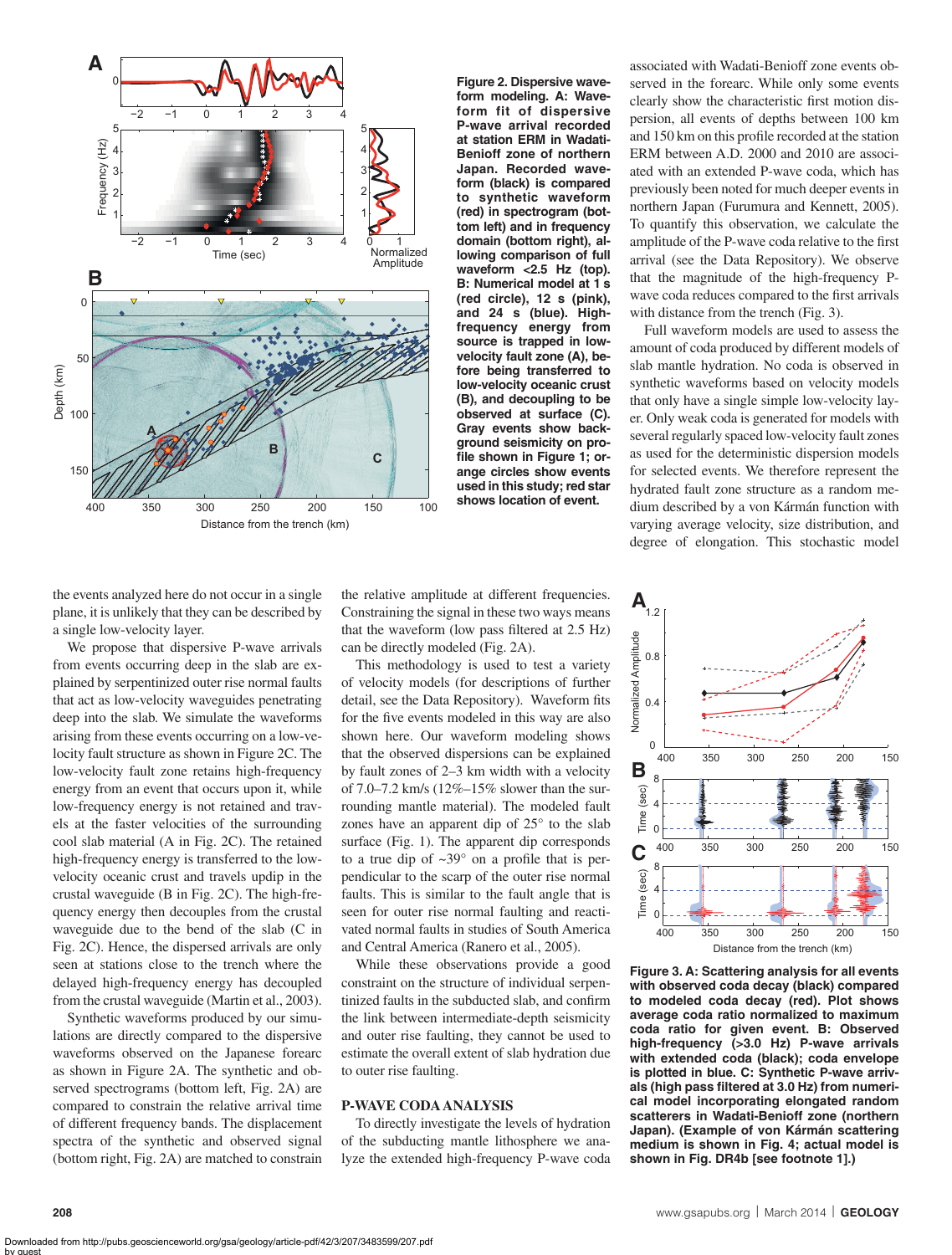**Figure 2. Dispersive waveform modeling. A: Waveform fit of dispersive P-wave arrival recorded at station ERM in Wadati-Benioff zone of northern Japan. Recorded waveform (black) is compared to synthetic waveform (red) in spectrogram (bottom left) and in frequency domain (bottom right), allowing comparison of full waveform <2.5 Hz (top). B: Numerical model at 1 s (red circle), 12 s (pink), and 24 s (blue). High-frequency energy from source is trapped in low-velocity fault zone (A), before being transferred to low-velocity oceanic crust (B), and decoupling to be observed at surface (C). Gray events show background seismicity on profile shown in Figure 1; orange circles show events used in this study; red star shows location of event.**

associated with Wadati-Benioff zone events observed in the forearc. While only some events clearly show the characteristic first motion dispersion, all events of depths between 100 km and 150 km on this profile recorded at the station ERM between A.D. 2000 and 2010 are associated with an extended P-wave coda, which has previously been noted for much deeper events in northern Japan (Furumura and Kennett, 2005). To quantify this observation, we calculate the amplitude of the P-wave coda relative to the first arrival (see the Data Repository). We observe that the magnitude of the high-frequency P-wave coda reduces compared to the first arrivals with distance from the trench (Fig. 3).

Full waveform models are used to assess the amount of coda produced by different models of slab mantle hydration. No coda is observed in synthetic waveforms based on velocity models that only have a single simple low-velocity layer. Only weak coda is generated for models with several regularly spaced low-velocity fault zones as used for the deterministic dispersion models for selected events. We therefore represent the hydrated fault zone structure as a random medium described by a von Kármán function with varying average velocity, size distribution, and degree of elongation. This stochastic model

the events analyzed here do not occur in a single plane, it is unlikely that they can be described by a single low-velocity layer.

We propose that dispersive P-wave arrivals from events occurring deep in the slab are explained by serpentinized outer rise normal faults that act as low-velocity waveguides penetrating deep into the slab. We simulate the waveforms arising from these events occurring on a low-velocity fault structure as shown in Figure 2C. The low-velocity fault zone retains high-frequency energy from an event that occurs upon it, while low-frequency energy is not retained and travels at the faster velocities of the surrounding cool slab material (A in Fig. 2C). The retained high-frequency energy is transferred to the low-velocity oceanic crust and travels updip in the crustal waveguide (B in Fig. 2C). The high-frequency energy then decouples from the crustal waveguide due to the bend of the slab (C in Fig. 2C). Hence, the dispersed arrivals are only seen at stations close to the trench where the delayed high-frequency energy has decoupled from the crustal waveguide (Martin et al., 2003).

Synthetic waveforms produced by our simulations are directly compared to the dispersive waveforms observed on the Japanese forearc as shown in Figure 2A. The synthetic and observed spectrograms (bottom left, Fig. 2A) are compared to constrain the relative arrival time of different frequency bands. The displacement spectra of the synthetic and observed signal (bottom right, Fig. 2A) are matched to constrain the relative amplitude at different frequencies. Constraining the signal in these two ways means that the waveform (low pass filtered at 2.5 Hz) can be directly modeled (Fig. 2A).

This methodology is used to test a variety of velocity models (for descriptions of further detail, see the Data Repository). Waveform fits for the five events modeled in this way are also shown here. Our waveform modeling shows that the observed dispersions can be explained by fault zones of 2–3 km width with a velocity of 7.0–7.2 km/s (12%–15% slower than the surrounding mantle material). The modeled fault zones have an apparent dip of 25° to the slab surface (Fig. 1). The apparent dip corresponds to a true dip of ~39° on a profile that is perpendicular to the scarp of the outer rise normal faults. This is similar to the fault angle that is seen for outer rise normal faulting and reactivated normal faults in studies of South America and Central America (Ranero et al., 2005).

While these observations provide a good constraint on the structure of individual serpentinized faults in the subducted slab, and confirm the link between intermediate-depth seismicity and outer rise faulting, they cannot be used to estimate the overall extent of slab hydration due to outer rise faulting.

## P-WAVE CODA ANALYSIS

To directly investigate the levels of hydration of the subducting mantle lithosphere we analyze the extended high-frequency P-wave coda

**Figure 3. A: Scattering analysis for all events with observed coda decay (black) compared to modeled coda decay (red). Plot shows average coda ratio normalized to maximum coda ratio for given event. B: Observed high-frequency (>3.0 Hz) P-wave arrivals with extended coda (black); coda envelope is plotted in blue. C: Synthetic P-wave arrivals (high pass filtered at 3.0 Hz) from numerical model incorporating elongated random scatterers in Wadati-Benioff zone (northern Japan). (Example of von Kármán scattering medium is shown in Fig. 4; actual model is shown in Fig. DR4b [see footnote 1].)**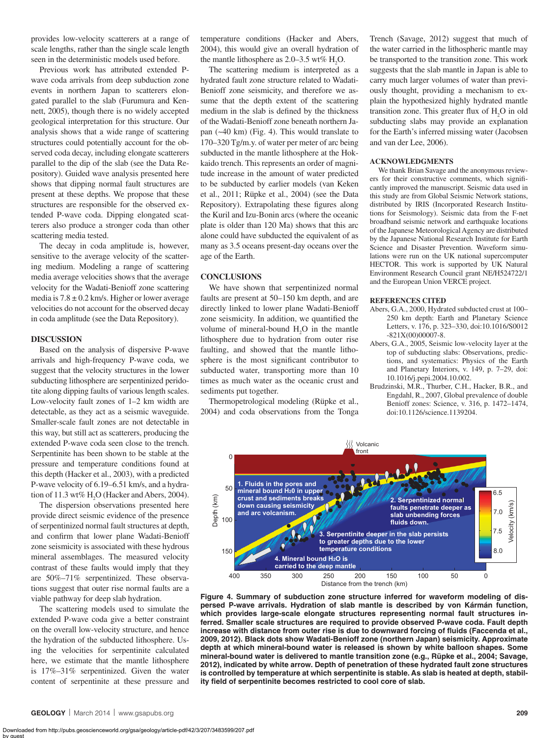provides low-velocity scatterers at a range of scale lengths, rather than the single scale length seen in the deterministic models used before.

Previous work has attributed extended P-wave coda arrivals from deep subduction zone events in northern Japan to scatterers elongated parallel to the slab (Furumura and Kennett, 2005), though there is no widely accepted geological interpretation for this structure. Our analysis shows that a wide range of scattering structures could potentially account for the observed coda decay, including elongate scatterers parallel to the dip of the slab (see the Data Repository). Guided wave analysis presented here shows that dipping normal fault structures are present at these depths. We propose that these structures are responsible for the observed extended P-wave coda. Dipping elongated scatterers also produce a stronger coda than other scattering media tested.

The decay in coda amplitude is, however, sensitive to the average velocity of the scattering medium. Modeling a range of scattering media average velocities shows that the average velocity for the Wadati-Benioff zone scattering media is 7.8 ± 0.2 km/s. Higher or lower average velocities do not account for the observed decay in coda amplitude (see the Data Repository).

## DISCUSSION

Based on the analysis of dispersive P-wave arrivals and high-frequency P-wave coda, we suggest that the velocity structures in the lower subducting lithosphere are serpentinized peridotite along dipping faults of various length scales. Low-velocity fault zones of 1–2 km width are detectable, as they act as a seismic waveguide. Smaller-scale fault zones are not detectable in this way, but still act as scatterers, producing the extended P-wave coda seen close to the trench. Serpentinite has been shown to be stable at the pressure and temperature conditions found at this depth (Hacker et al., 2003), with a predicted P-wave velocity of 6.19–6.51 km/s, and a hydration of 11.3 wt% $H_2O$ (Hacker and Abers, 2004).

The dispersion observations presented here provide direct seismic evidence of the presence of serpentinized normal fault structures at depth, and confirm that lower plane Wadati-Benioff zone seismicity is associated with these hydrous mineral assemblages. The measured velocity contrast of these faults would imply that they are 50%–71% serpentinized. These observations suggest that outer rise normal faults are a viable pathway for deep slab hydration.

The scattering models used to simulate the extended P-wave coda give a better constraint on the overall low-velocity structure, and hence the hydration of the subducted lithosphere. Using the velocities for serpentinite calculated here, we estimate that the mantle lithosphere is 17%–31% serpentinized. Given the water content of serpentinite at these pressure and temperature conditions (Hacker and Abers, 2004), this would give an overall hydration of the mantle lithosphere as 2.0–3.5 wt% $H_2O$.

The scattering medium is interpreted as a hydrated fault zone structure related to Wadati-Benioff zone seismicity, and therefore we assume that the depth extent of the scattering medium in the slab is defined by the thickness of the Wadati-Benioff zone beneath northern Japan (~40 km) (Fig. 4). This would translate to 170–320 Tg/m.y. of water per meter of arc being subducted in the mantle lithosphere at the Hokkaido trench. This represents an order of magnitude increase in the amount of water predicted to be subducted by earlier models (van Keken et al., 2011; Rüpke et al., 2004) (see the Data Repository). Extrapolating these figures along the Kuril and Izu-Bonin arcs (where the oceanic plate is older than 120 Ma) shows that this arc alone could have subducted the equivalent of as many as 3.5 oceans present-day oceans over the age of the Earth.

## CONCLUSIONS

We have shown that serpentinized normal faults are present at 50–150 km depth, and are directly linked to lower plane Wadati-Benioff zone seismicity. In addition, we quantified the volume of mineral-bound $H_2O$ in the mantle lithosphere due to hydration from outer rise faulting, and showed that the mantle lithosphere is the most significant contributor to subducted water, transporting more than 10 times as much water as the oceanic crust and sediments put together.

Thermopetrological modeling (Rüpke et al., 2004) and coda observations from the Tonga Trench (Savage, 2012) suggest that much of the water carried in the lithospheric mantle may be transported to the transition zone. This work suggests that the slab mantle in Japan is able to carry much larger volumes of water than previously thought, providing a mechanism to explain the hypothesized highly hydrated mantle transition zone. This greater flux of $H_2O$ in old subducting slabs may provide an explanation for the Earth's inferred missing water (Jacobsen and van der Lee, 2006).

## ACKNOWLEDGMENTS

We thank Brian Savage and the anonymous reviewers for their constructive comments, which significantly improved the manuscript. Seismic data used in this study are from Global Seismic Network stations, distributed by IRIS (Incorporated Research Institutions for Seismology). Seismic data from the F-net broadband seismic network and earthquake locations of the Japanese Meteorological Agency are distributed by the Japanese National Research Institute for Earth Science and Disaster Prevention. Waveform simulations were run on the UK national supercomputer HECTOR. This work is supported by UK Natural Environment Research Council grant NE/H524722/1 and the European Union VERCE project.

## REFERENCES CITED

Abers, G.A., 2000, Hydrated subducted crust at 100–250 km depth: Earth and Planetary Science Letters, v. 176, p. 323–330, doi:10.1016/S0012-821X(00)00007-8.

Abers, G.A., 2005, Seismic low-velocity layer at the top of subducting slabs: Observations, predictions, and systematics: Physics of the Earth and Planetary Interiors, v. 149, p. 7–29, doi:10.1016/j.pepi.2004.10.002.

Brudzinski, M.R., Thurber, C.H., Hacker, B.R., and Engdahl, R., 2007, Global prevalence of double Benioff zones: Science, v. 316, p. 1472–1474, doi:10.1126/science.1139204.

**Figure 4. Summary of subduction zone structure inferred for waveform modeling of dispersed P-wave arrivals. Hydration of slab mantle is described by von Kármán function, which provides large-scale elongate structures representing normal fault structures inferred. Smaller scale structures are required to provide observed P-wave coda. Fault depth increase with distance from outer rise is due to downward forcing of fluids (Faccenda et al., 2009, 2012). Black dots show Wadati-Benioff zone (northern Japan) seismicity. Approximate depth at which mineral-bound water is released is shown by white balloon shapes. Some mineral-bound water is delivered to mantle transition zone (e.g., Rüpke et al., 2004; Savage, 2012), indicated by white arrow. Depth of penetration of these hydrated fault zone structures is controlled by temperature at which serpentinite is stable. As slab is heated at depth, stability field of serpentinite becomes restricted to cool core of slab.**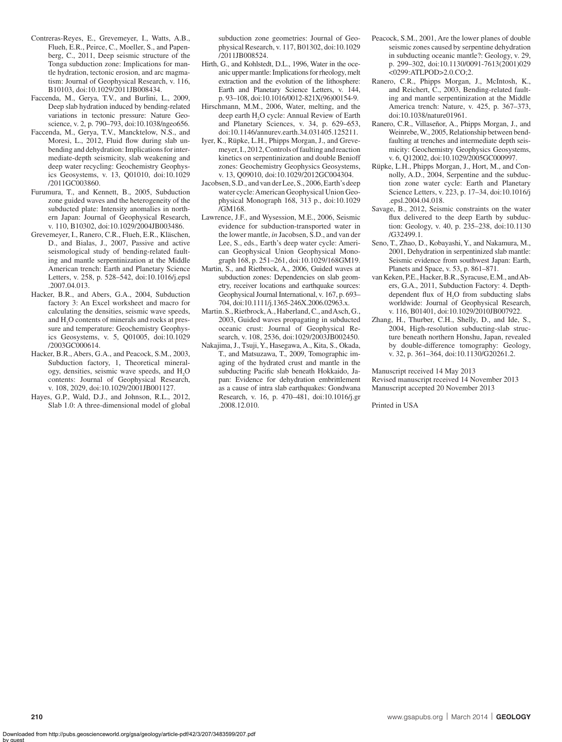Contreras-Reyes, E., Grevemeyer, I., Watts, A.B., Flueh, E.R., Peirce, C., Moeller, S., and Papenberg, C., 2011, Deep seismic structure of the Tonga subduction zone: Implications for mantle hydration, tectonic erosion, and arc magmatism: Journal of Geophysical Research, v. 116, B10103, doi:10.1029/2011JB008434.

Faccenda, M., Gerya, T.V., and Burlini, L., 2009, Deep slab hydration induced by bending-related variations in tectonic pressure: Nature Geoscience, v. 2, p. 790–793, doi:10.1038/ngeo656.

Faccenda, M., Gerya, T.V., Mancktelow, N.S., and Moresi, L., 2012, Fluid flow during slab unbending and dehydration: Implications for intermediate-depth seismicity, slab weakening and deep water recycling: Geochemistry Geophysics Geosystems, v. 13, Q01010, doi:10.1029/2011GC003860.

Furumura, T., and Kennett, B., 2005, Subduction zone guided waves and the heterogeneity of the subducted plate: Intensity anomalies in northern Japan: Journal of Geophysical Research, v. 110, B10302, doi:10.1029/2004JB003486.

Grevemeyer, I., Ranero, C.R., Flueh, E.R., Kläschen, D., and Bialas, J., 2007, Passive and active seismological study of bending-related faulting and mantle serpentinization at the Middle American trench: Earth and Planetary Science Letters, v. 258, p. 528–542, doi:10.1016/j.epsl.2007.04.013.

Hacker, B.R., and Abers, G.A., 2004, Subduction factory 3: An Excel worksheet and macro for calculating the densities, seismic wave speeds, and $H_2O$ contents of minerals and rocks at pressure and temperature: Geochemistry Geophysics Geosystems, v. 5, Q01005, doi:10.1029/2003GC000614.

Hacker, B.R., Abers, G.A., and Peacock, S.M., 2003, Subduction factory, 1, Theoretical mineralogy, densities, seismic wave speeds, and $H_2O$ contents: Journal of Geophysical Research, v. 108, 2029, doi:10.1029/2001JB001127.

Hayes, G.P., Wald, D.J., and Johnson, R.L., 2012, Slab 1.0: A three-dimensional model of global subduction zone geometries: Journal of Geophysical Research, v. 117, B01302, doi:10.1029/2011JB008524.

Hirth, G., and Kohlstedt, D.L., 1996, Water in the oceanic upper mantle: Implications for rheology, melt extraction and the evolution of the lithosphere: Earth and Planetary Science Letters, v. 144, p. 93–108, doi:10.1016/0012-821X(96)00154-9.

Hirschmann, M.M., 2006, Water, melting, and the deep earth $H_2O$ cycle: Annual Review of Earth and Planetary Sciences, v. 34, p. 629–653, doi:10.1146/annurev.earth.34.031405.125211.

Iyer, K., Rüpke, L.H., Phipps Morgan, J., and Grevemeyer, I., 2012, Controls of faulting and reaction kinetics on serpentinization and double Benioff zones: Geochemistry Geophysics Geosystems, v. 13, Q09010, doi:10.1029/2012GC004304.

Jacobsen, S.D., and van der Lee, S., 2006, Earth's deep water cycle: American Geophysical Union Geophysical Monograph 168, 313 p., doi:10.1029/GM168.

Lawrence, J.F., and Wysession, M.E., 2006, Seismic evidence for subduction-transported water in the lower mantle, *in* Jacobsen, S.D., and van der Lee, S., eds., Earth's deep water cycle: American Geophysical Union Geophysical Monograph 168, p. 251–261, doi:10.1029/168GM19.

Martin, S., and Rietbrock, A., 2006, Guided waves at subduction zones: Dependencies on slab geometry, receiver locations and earthquake sources: Geophysical Journal International, v. 167, p. 693–704, doi:10.1111/j.1365-246X.2006.02963.x.

Martin. S., Rietbrock, A., Haberland, C., and Asch, G., 2003, Guided waves propagating in subducted oceanic crust: Journal of Geophysical Research, v. 108, 2536, doi:1029/2003JB002450.

Nakajima, J., Tsuji, Y., Hasegawa, A., Kita, S., Okada, T., and Matsuzawa, T., 2009, Tomographic imaging of the hydrated crust and mantle in the subducting Pacific slab beneath Hokkaido, Japan: Evidence for dehydration embrittlement as a cause of intra slab earthquakes: Gondwana Research, v. 16, p. 470–481, doi:10.1016/j.gr.2008.12.010.

Peacock, S.M., 2001, Are the lower planes of double seismic zones caused by serpentine dehydration in subducting oceanic mantle?: Geology, v. 29, p. 299–302, doi:10.1130/0091-7613(2001)029<0299:ATLPOD>2.0.CO;2.

Ranero, C.R., Phipps Morgan, J., McIntosh, K., and Reichert, C., 2003, Bending-related faulting and mantle serpentinization at the Middle America trench: Nature, v. 425, p. 367–373, doi:10.1038/nature01961.

Ranero, C.R., Villaseñor, A., Phipps Morgan, J., and Weinrebe, W., 2005, Relationship between bend-faulting at trenches and intermediate depth seismicity: Geochemistry Geophysics Geosystems, v. 6, Q12002, doi:10.1029/2005GC000997.

Rüpke, L.H., Phipps Morgan, J., Hort, M., and Connolly, A.D., 2004, Serpentine and the subduction zone water cycle: Earth and Planetary Science Letters, v. 223, p. 17–34, doi:10.1016/j.epsl.2004.04.018.

Savage, B., 2012, Seismic constraints on the water flux delivered to the deep Earth by subduction: Geology, v. 40, p. 235–238, doi:10.1130/G32499.1.

Seno, T., Zhao, D., Kobayashi, Y., and Nakamura, M., 2001, Dehydration in serpentinized slab mantle: Seismic evidence from southwest Japan: Earth, Planets and Space, v. 53, p. 861–871.

van Keken, P.E., Hacker, B.R., Syracuse, E.M., and Abers, G.A., 2011, Subduction Factory: 4. Depth-dependent flux of $H_2O$ from subducting slabs worldwide: Journal of Geophysical Research, v. 116, B01401, doi:10.1029/2010JB007922.

Zhang, H., Thurber, C.H., Shelly, D., and Ide, S., 2004, High-resolution subducting-slab structure beneath northern Honshu, Japan, revealed by double-difference tomography: Geology, v. 32, p. 361–364, doi:10.1130/G20261.2.

Manuscript received 14 May 2013
Revised manuscript received 14 November 2013
Manuscript accepted 20 November 2013

Printed in USA